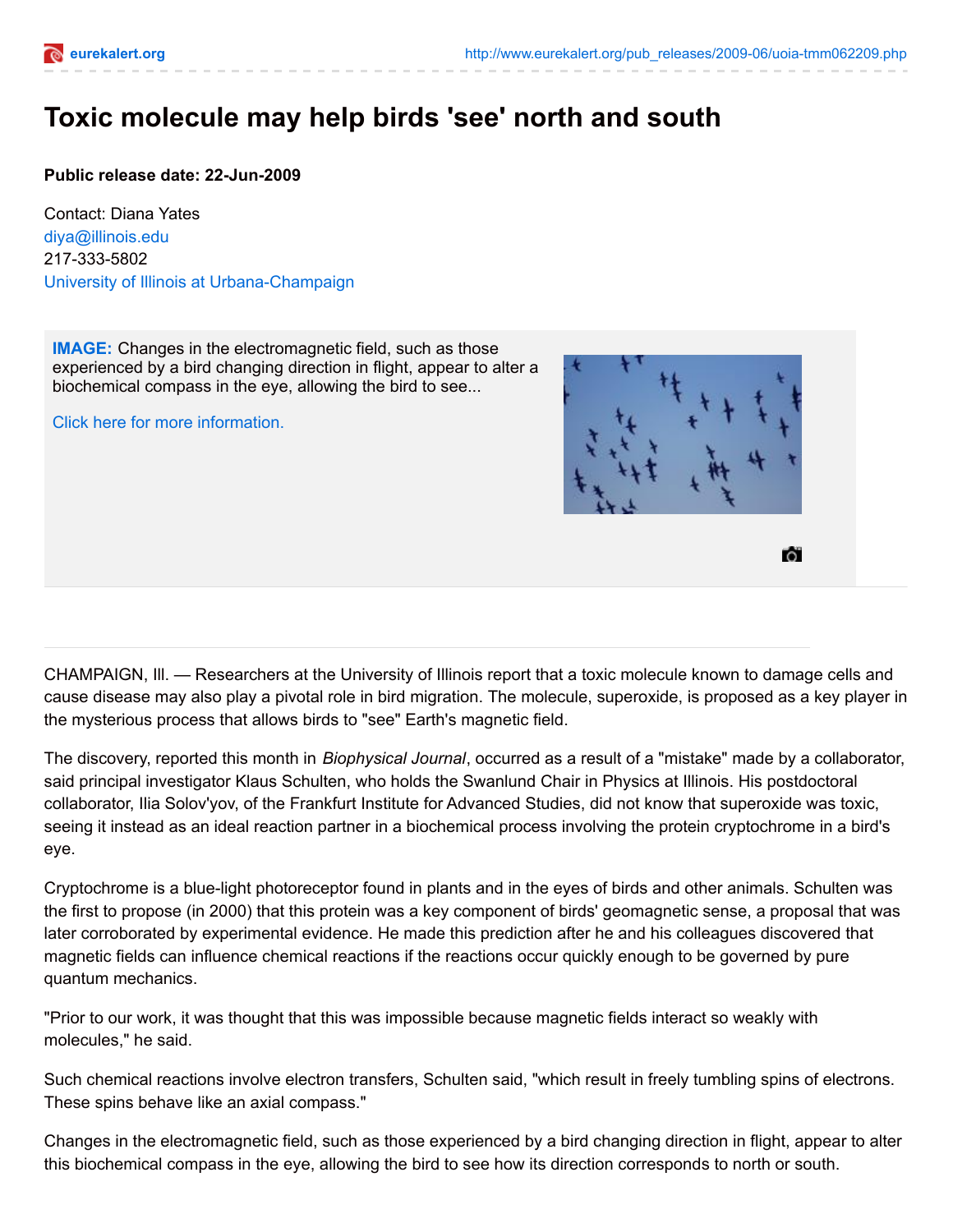# Toxic molecule may help birds 'see' north and south

**Public release date: 22-Jun-2009**

Contact: Diana Yates
diya@illinois.edu
217-333-5802
University of Illinois at Urbana-Champaign

**IMAGE:** Changes in the electromagnetic field, such as those experienced by a bird changing direction in flight, appear to alter a biochemical compass in the eye, allowing the bird to see...

Click here for more information.

CHAMPAIGN, Ill. — Researchers at the University of Illinois report that a toxic molecule known to damage cells and cause disease may also play a pivotal role in bird migration. The molecule, superoxide, is proposed as a key player in the mysterious process that allows birds to "see" Earth's magnetic field.

The discovery, reported this month in *Biophysical Journal*, occurred as a result of a "mistake" made by a collaborator, said principal investigator Klaus Schulten, who holds the Swanlund Chair in Physics at Illinois. His postdoctoral collaborator, Ilia Solov'yov, of the Frankfurt Institute for Advanced Studies, did not know that superoxide was toxic, seeing it instead as an ideal reaction partner in a biochemical process involving the protein cryptochrome in a bird's eye.

Cryptochrome is a blue-light photoreceptor found in plants and in the eyes of birds and other animals. Schulten was the first to propose (in 2000) that this protein was a key component of birds' geomagnetic sense, a proposal that was later corroborated by experimental evidence. He made this prediction after he and his colleagues discovered that magnetic fields can influence chemical reactions if the reactions occur quickly enough to be governed by pure quantum mechanics.

"Prior to our work, it was thought that this was impossible because magnetic fields interact so weakly with molecules," he said.

Such chemical reactions involve electron transfers, Schulten said, "which result in freely tumbling spins of electrons. These spins behave like an axial compass."

Changes in the electromagnetic field, such as those experienced by a bird changing direction in flight, appear to alter this biochemical compass in the eye, allowing the bird to see how its direction corresponds to north or south.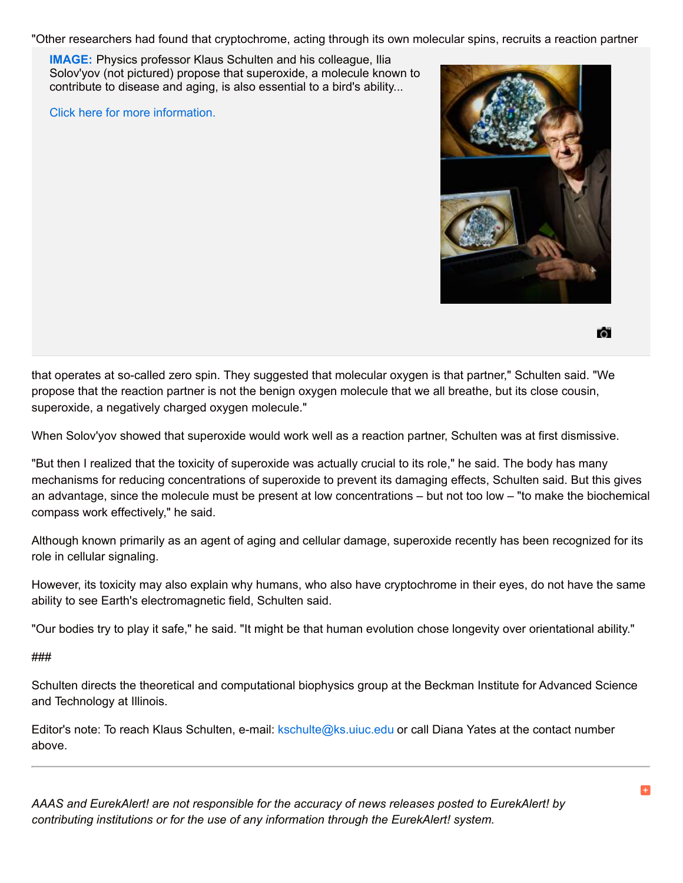"Other researchers had found that cryptochrome, acting through its own molecular spins, recruits a reaction partner

**IMAGE:** Physics professor Klaus Schulten and his colleague, Ilia Solov'yov (not pictured) propose that superoxide, a molecule known to contribute to disease and aging, is also essential to a bird's ability...

Click here for more information.

that operates at so-called zero spin. They suggested that molecular oxygen is that partner," Schulten said. "We propose that the reaction partner is not the benign oxygen molecule that we all breathe, but its close cousin, superoxide, a negatively charged oxygen molecule."

When Solov'yov showed that superoxide would work well as a reaction partner, Schulten was at first dismissive.

"But then I realized that the toxicity of superoxide was actually crucial to its role," he said. The body has many mechanisms for reducing concentrations of superoxide to prevent its damaging effects, Schulten said. But this gives an advantage, since the molecule must be present at low concentrations – but not too low – "to make the biochemical compass work effectively," he said.

Although known primarily as an agent of aging and cellular damage, superoxide recently has been recognized for its role in cellular signaling.

However, its toxicity may also explain why humans, who also have cryptochrome in their eyes, do not have the same ability to see Earth's electromagnetic field, Schulten said.

"Our bodies try to play it safe," he said. "It might be that human evolution chose longevity over orientational ability."

###

Schulten directs the theoretical and computational biophysics group at the Beckman Institute for Advanced Science and Technology at Illinois.

Editor's note: To reach Klaus Schulten, e-mail: kschulte@ks.uiuc.edu or call Diana Yates at the contact number above.

---

*AAAS and EurekAlert! are not responsible for the accuracy of news releases posted to EurekAlert! by contributing institutions or for the use of any information through the EurekAlert! system.*